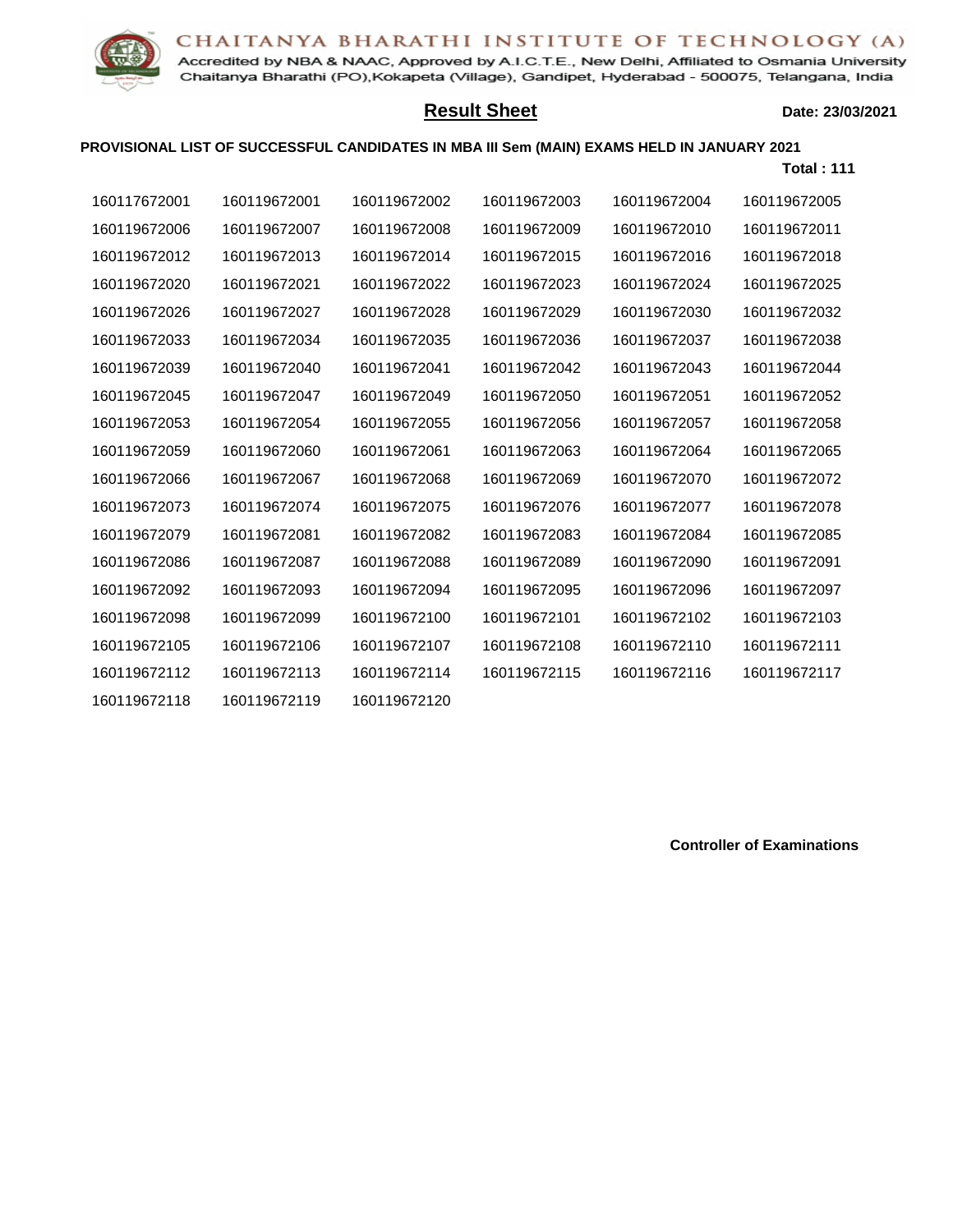CHAITANYA BHARATHI INSTITUTE OF TECHNOLOGY (A)

Accredited by NBA & NAAC, Approved by A.I.C.T.E., New Delhi, Affiliated to Osmania University
Chaitanya Bharathi (PO),Kokapeta (Village), Gandipet, Hyderabad - 500075, Telangana, India

## Result Sheet

**Date: 23/03/2021**

**PROVISIONAL LIST OF SUCCESSFUL CANDIDATES IN MBA III Sem (MAIN) EXAMS HELD IN JANUARY 2021**

**Total : 111**

| | | | | | |
|---|---|---|---|---|---|
| 160117672001 | 160119672001 | 160119672002 | 160119672003 | 160119672004 | 160119672005 |
| 160119672006 | 160119672007 | 160119672008 | 160119672009 | 160119672010 | 160119672011 |
| 160119672012 | 160119672013 | 160119672014 | 160119672015 | 160119672016 | 160119672018 |
| 160119672020 | 160119672021 | 160119672022 | 160119672023 | 160119672024 | 160119672025 |
| 160119672026 | 160119672027 | 160119672028 | 160119672029 | 160119672030 | 160119672032 |
| 160119672033 | 160119672034 | 160119672035 | 160119672036 | 160119672037 | 160119672038 |
| 160119672039 | 160119672040 | 160119672041 | 160119672042 | 160119672043 | 160119672044 |
| 160119672045 | 160119672047 | 160119672049 | 160119672050 | 160119672051 | 160119672052 |
| 160119672053 | 160119672054 | 160119672055 | 160119672056 | 160119672057 | 160119672058 |
| 160119672059 | 160119672060 | 160119672061 | 160119672063 | 160119672064 | 160119672065 |
| 160119672066 | 160119672067 | 160119672068 | 160119672069 | 160119672070 | 160119672072 |
| 160119672073 | 160119672074 | 160119672075 | 160119672076 | 160119672077 | 160119672078 |
| 160119672079 | 160119672081 | 160119672082 | 160119672083 | 160119672084 | 160119672085 |
| 160119672086 | 160119672087 | 160119672088 | 160119672089 | 160119672090 | 160119672091 |
| 160119672092 | 160119672093 | 160119672094 | 160119672095 | 160119672096 | 160119672097 |
| 160119672098 | 160119672099 | 160119672100 | 160119672101 | 160119672102 | 160119672103 |
| 160119672105 | 160119672106 | 160119672107 | 160119672108 | 160119672110 | 160119672111 |
| 160119672112 | 160119672113 | 160119672114 | 160119672115 | 160119672116 | 160119672117 |
| 160119672118 | 160119672119 | 160119672120 | | | |

**Controller of Examinations**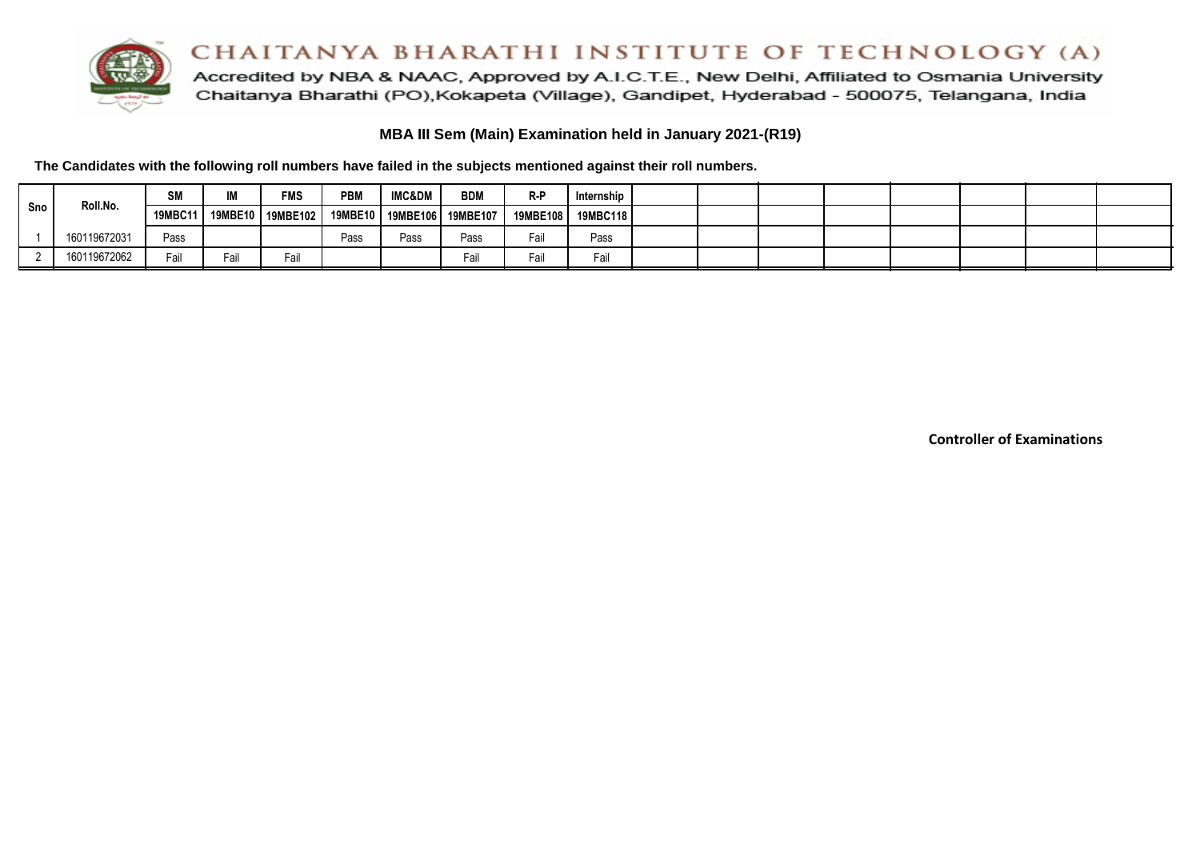# CHAITANYA BHARATHI INSTITUTE OF TECHNOLOGY (A)

Accredited by NBA & NAAC, Approved by A.I.C.T.E., New Delhi, Affiliated to Osmania University

Chaitanya Bharathi (PO),Kokapeta (Village), Gandipet, Hyderabad - 500075, Telangana, India

## MBA III Sem (Main) Examination held in January 2021-(R19)

**The Candidates with the following roll numbers have failed in the subjects mentioned against their roll numbers.**

| Sno | Roll.No. | SM | IM | FMS | PBM | IMC&DM | BDM | R-P | Internship | | | | | | | | |
|---|---|---|---|---|---|---|---|---|---|---|---|---|---|---|---|---|---|
| | | 19MBC11 | 19MBE10 | 19MBE102 | 19MBE10 | 19MBE106 | 19MBE107 | 19MBE108 | 19MBC118 | | | | | | | | |
| 1 | 160119672031 | Pass | | | Pass | Pass | Pass | Fail | Pass | | | | | | | | |
| 2 | 160119672062 | Fail | Fail | Fail | | | Fail | Fail | Fail | | | | | | | | |

**Controller of Examinations**